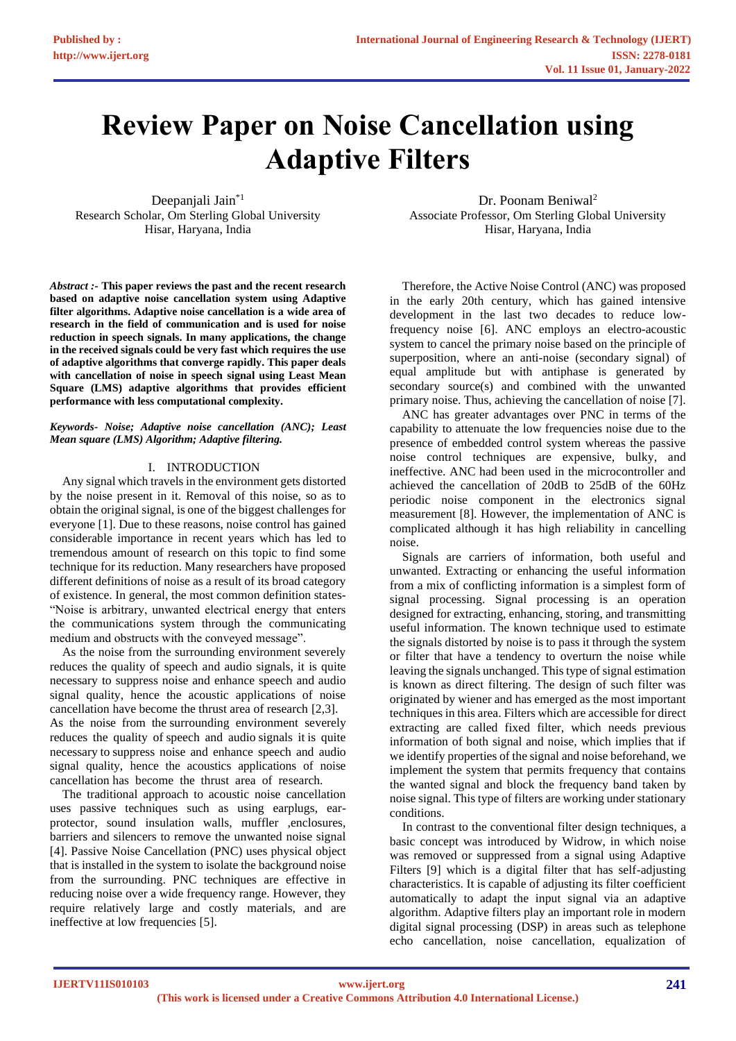# Review Paper on Noise Cancellation using Adaptive Filters

Deepanjali Jain*[1]
Research Scholar, Om Sterling Global University
Hisar, Haryana, India

Dr. Poonam Beniwal[2]
Associate Professor, Om Sterling Global University
Hisar, Haryana, India

***Abstract :-*** **This paper reviews the past and the recent research based on adaptive noise cancellation system using Adaptive filter algorithms. Adaptive noise cancellation is a wide area of research in the field of communication and is used for noise reduction in speech signals. In many applications, the change in the received signals could be very fast which requires the use of adaptive algorithms that converge rapidly. This paper deals with cancellation of noise in speech signal using Least Mean Square (LMS) adaptive algorithms that provides efficient performance with less computational complexity.**

***Keywords- Noise; Adaptive noise cancellation (ANC); Least Mean square (LMS) Algorithm; Adaptive filtering.***

## I. INTRODUCTION

Any signal which travels in the environment gets distorted by the noise present in it. Removal of this noise, so as to obtain the original signal, is one of the biggest challenges for everyone [1]. Due to these reasons, noise control has gained considerable importance in recent years which has led to tremendous amount of research on this topic to find some technique for its reduction. Many researchers have proposed different definitions of noise as a result of its broad category of existence. In general, the most common definition states- "Noise is arbitrary, unwanted electrical energy that enters the communications system through the communicating medium and obstructs with the conveyed message".

As the noise from the surrounding environment severely reduces the quality of speech and audio signals, it is quite necessary to suppress noise and enhance speech and audio signal quality, hence the acoustic applications of noise cancellation have become the thrust area of research [2,3]. As the noise from the surrounding environment severely reduces the quality of speech and audio signals it is quite necessary to suppress noise and enhance speech and audio signal quality, hence the acoustics applications of noise cancellation has become the thrust area of research.

The traditional approach to acoustic noise cancellation uses passive techniques such as using earplugs, ear-protector, sound insulation walls, muffler ,enclosures, barriers and silencers to remove the unwanted noise signal [4]. Passive Noise Cancellation (PNC) uses physical object that is installed in the system to isolate the background noise from the surrounding. PNC techniques are effective in reducing noise over a wide frequency range. However, they require relatively large and costly materials, and are ineffective at low frequencies [5].

Therefore, the Active Noise Control (ANC) was proposed in the early 20th century, which has gained intensive development in the last two decades to reduce low-frequency noise [6]. ANC employs an electro-acoustic system to cancel the primary noise based on the principle of superposition, where an anti-noise (secondary signal) of equal amplitude but with antiphase is generated by secondary source(s) and combined with the unwanted primary noise. Thus, achieving the cancellation of noise [7].

ANC has greater advantages over PNC in terms of the capability to attenuate the low frequencies noise due to the presence of embedded control system whereas the passive noise control techniques are expensive, bulky, and ineffective. ANC had been used in the microcontroller and achieved the cancellation of 20dB to 25dB of the 60Hz periodic noise component in the electronics signal measurement [8]. However, the implementation of ANC is complicated although it has high reliability in cancelling noise.

Signals are carriers of information, both useful and unwanted. Extracting or enhancing the useful information from a mix of conflicting information is a simplest form of signal processing. Signal processing is an operation designed for extracting, enhancing, storing, and transmitting useful information. The known technique used to estimate the signals distorted by noise is to pass it through the system or filter that have a tendency to overturn the noise while leaving the signals unchanged. This type of signal estimation is known as direct filtering. The design of such filter was originated by wiener and has emerged as the most important techniques in this area. Filters which are accessible for direct extracting are called fixed filter, which needs previous information of both signal and noise, which implies that if we identify properties of the signal and noise beforehand, we implement the system that permits frequency that contains the wanted signal and block the frequency band taken by noise signal. This type of filters are working under stationary conditions.

In contrast to the conventional filter design techniques, a basic concept was introduced by Widrow, in which noise was removed or suppressed from a signal using Adaptive Filters [9] which is a digital filter that has self-adjusting characteristics. It is capable of adjusting its filter coefficient automatically to adapt the input signal via an adaptive algorithm. Adaptive filters play an important role in modern digital signal processing (DSP) in areas such as telephone echo cancellation, noise cancellation, equalization of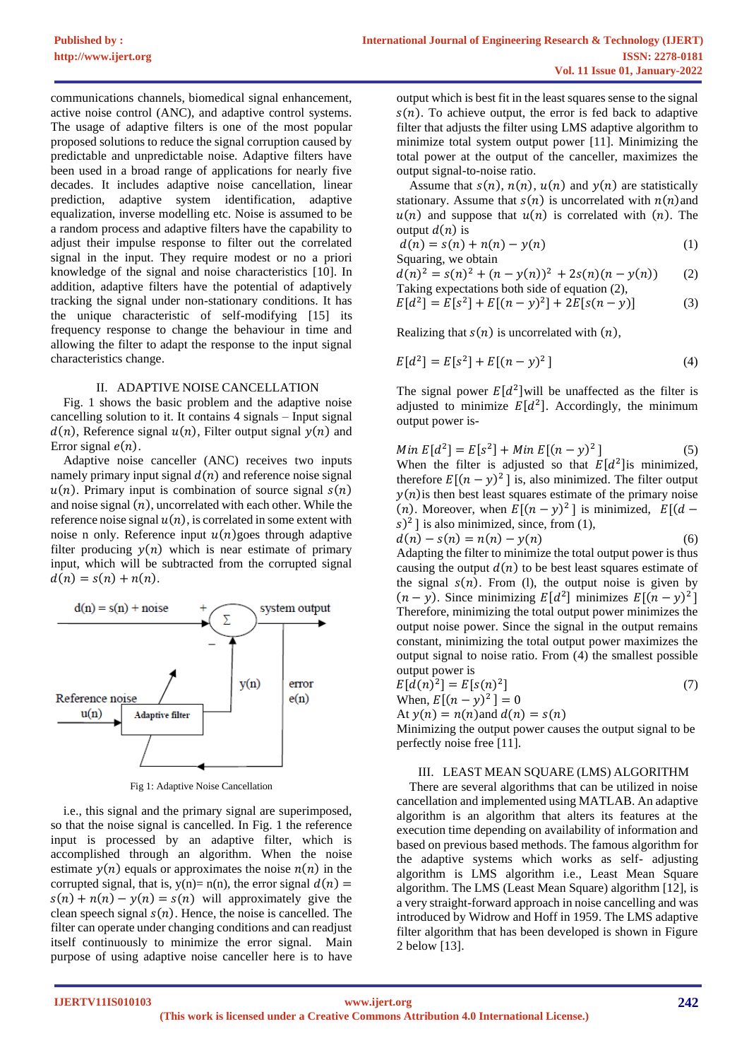communications channels, biomedical signal enhancement, active noise control (ANC), and adaptive control systems. The usage of adaptive filters is one of the most popular proposed solutions to reduce the signal corruption caused by predictable and unpredictable noise. Adaptive filters have been used in a broad range of applications for nearly five decades. It includes adaptive noise cancellation, linear prediction, adaptive system identification, adaptive equalization, inverse modelling etc. Noise is assumed to be a random process and adaptive filters have the capability to adjust their impulse response to filter out the correlated signal in the input. They require modest or no a priori knowledge of the signal and noise characteristics [10]. In addition, adaptive filters have the potential of adaptively tracking the signal under non-stationary conditions. It has the unique characteristic of self-modifying [15] its frequency response to change the behaviour in time and allowing the filter to adapt the response to the input signal characteristics change.

## II. ADAPTIVE NOISE CANCELLATION

Fig. 1 shows the basic problem and the adaptive noise cancelling solution to it. It contains 4 signals – Input signal $d(n)$, Reference signal $u(n)$, Filter output signal $y(n)$ and Error signal $e(n)$.

Adaptive noise canceller (ANC) receives two inputs namely primary input signal $d(n)$ and reference noise signal $u(n)$. Primary input is combination of source signal $s(n)$ and noise signal $(n)$, uncorrelated with each other. While the reference noise signal $u(n)$, is correlated in some extent with noise n only. Reference input $u(n)$goes through adaptive filter producing $y(n)$ which is near estimate of primary input, which will be subtracted from the corrupted signal $d(n) = s(n) + n(n)$.

d(n) = s(n) + noise | + | Σ | system output | − | y(n) | error e(n) | Reference noise u(n) | Adaptive filter

Fig 1: Adaptive Noise Cancellation

i.e., this signal and the primary signal are superimposed, so that the noise signal is cancelled. In Fig. 1 the reference input is processed by an adaptive filter, which is accomplished through an algorithm. When the noise estimate $y(n)$ equals or approximates the noise $n(n)$ in the corrupted signal, that is, y(n)= n(n), the error signal $d(n) = s(n) + n(n) - y(n) = s(n)$ will approximately give the clean speech signal $s(n)$. Hence, the noise is cancelled. The filter can operate under changing conditions and can readjust itself continuously to minimize the error signal. Main purpose of using adaptive noise canceller here is to have output which is best fit in the least squares sense to the signal $s(n)$. To achieve output, the error is fed back to adaptive filter that adjusts the filter using LMS adaptive algorithm to minimize total system output power [11]. Minimizing the total power at the output of the canceller, maximizes the output signal-to-noise ratio.

Assume that $s(n)$, $n(n)$, $u(n)$ and $y(n)$ are statistically stationary. Assume that $s(n)$ is uncorrelated with $n(n)$and $u(n)$ and suppose that $u(n)$ is correlated with $(n)$. The output $d(n)$ is

$$d(n) = s(n) + n(n) - y(n) \tag{1}$$

Squaring, we obtain

$$d(n)^2 = s(n)^2 + (n - y(n))^2 + 2s(n)(n - y(n)) \tag{2}$$

Taking expectations both side of equation (2),

$$E[d^2] = E[s^2] + E[(n - y)^2] + 2E[s(n - y)] \tag{3}$$

Realizing that $s(n)$ is uncorrelated with $(n)$,

$$E[d^2] = E[s^2] + E[(n - y)^2] \tag{4}$$

The signal power $E[d^2]$will be unaffected as the filter is adjusted to minimize $E[d^2]$. Accordingly, the minimum output power is-

$$Min\ E[d^2] = E[s^2] + Min\ E[(n - y)^2] \tag{5}$$

When the filter is adjusted so that $E[d^2]$is minimized, therefore $E[(n - y)^2]$ is, also minimized. The filter output $y(n)$is then best least squares estimate of the primary noise $(n)$. Moreover, when $E[(n - y)^2]$ is minimized, $E[(d - s)^2]$ is also minimized, since, from (1),

$$d(n) - s(n) = n(n) - y(n) \tag{6}$$

Adapting the filter to minimize the total output power is thus causing the output $d(n)$ to be best least squares estimate of the signal $s(n)$. From (l), the output noise is given by $(n - y)$. Since minimizing $E[d^2]$ minimizes $E[(n - y)^2]$ Therefore, minimizing the total output power minimizes the output noise power. Since the signal in the output remains constant, minimizing the total output power maximizes the output signal to noise ratio. From (4) the smallest possible output power is

$$E[d(n)^2] = E[s(n)^2] \tag{7}$$

When, $E[(n - y)^2] = 0$

At $y(n) = n(n)$and $d(n) = s(n)$

Minimizing the output power causes the output signal to be perfectly noise free [11].

## III. LEAST MEAN SQUARE (LMS) ALGORITHM

There are several algorithms that can be utilized in noise cancellation and implemented using MATLAB. An adaptive algorithm is an algorithm that alters its features at the execution time depending on availability of information and based on previous based methods. The famous algorithm for the adaptive systems which works as self- adjusting algorithm is LMS algorithm i.e., Least Mean Square algorithm. The LMS (Least Mean Square) algorithm [12], is a very straight-forward approach in noise cancelling and was introduced by Widrow and Hoff in 1959. The LMS adaptive filter algorithm that has been developed is shown in Figure 2 below [13].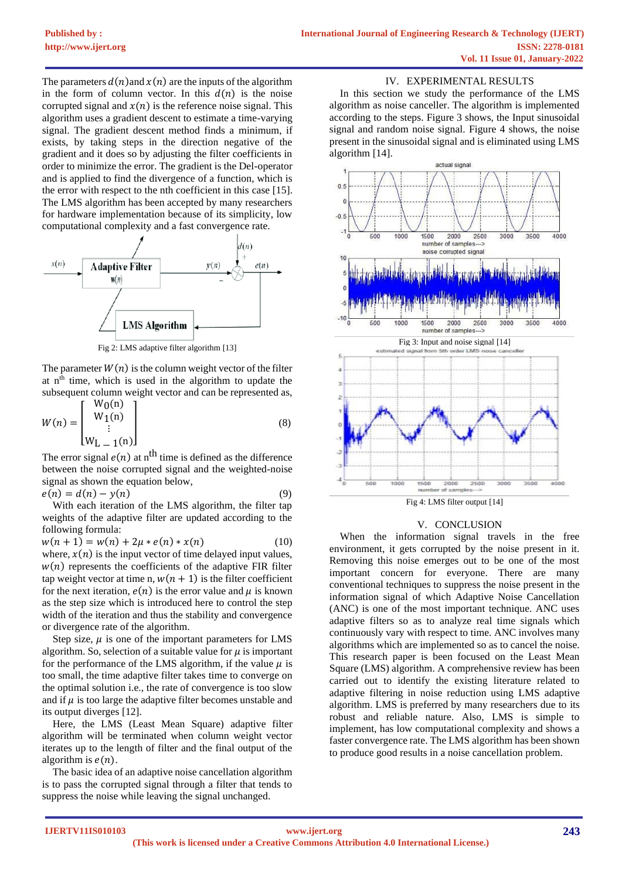The parameters $d(n)$ and $x(n)$ are the inputs of the algorithm in the form of column vector. In this $d(n)$ is the noise corrupted signal and $x(n)$ is the reference noise signal. This algorithm uses a gradient descent to estimate a time-varying signal. The gradient descent method finds a minimum, if exists, by taking steps in the direction negative of the gradient and it does so by adjusting the filter coefficients in order to minimize the error. The gradient is the Del-operator and is applied to find the divergence of a function, which is the error with respect to the nth coefficient in this case [15]. The LMS algorithm has been accepted by many researchers for hardware implementation because of its simplicity, low computational complexity and a fast convergence rate.

Fig 2: LMS adaptive filter algorithm [13]

The parameter $W(n)$ is the column weight vector of the filter at n[th] time, which is used in the algorithm to update the subsequent column weight vector and can be represented as,

$$W(n) = \begin{bmatrix} W_0(n) \\ W_1(n) \\ \vdots \\ W_{L-1}(n) \end{bmatrix} \tag{8}$$

The error signal $e(n)$ at n$^{th}$ time is defined as the difference between the noise corrupted signal and the weighted-noise signal as shown the equation below,

$$e(n) = d(n) - y(n) \tag{9}$$

With each iteration of the LMS algorithm, the filter tap weights of the adaptive filter are updated according to the following formula:

$$w(n+1) = w(n) + 2\mu * e(n) * x(n) \tag{10}$$

where, $x(n)$ is the input vector of time delayed input values, $w(n)$ represents the coefficients of the adaptive FIR filter tap weight vector at time n, $w(n+1)$ is the filter coefficient for the next iteration, $e(n)$ is the error value and $\mu$ is known as the step size which is introduced here to control the step width of the iteration and thus the stability and convergence or divergence rate of the algorithm.

Step size, $\mu$ is one of the important parameters for LMS algorithm. So, selection of a suitable value for $\mu$ is important for the performance of the LMS algorithm, if the value $\mu$ is too small, the time adaptive filter takes time to converge on the optimal solution i.e., the rate of convergence is too slow and if $\mu$ is too large the adaptive filter becomes unstable and its output diverges [12].

Here, the LMS (Least Mean Square) adaptive filter algorithm will be terminated when column weight vector iterates up to the length of filter and the final output of the algorithm is $e(n)$.

The basic idea of an adaptive noise cancellation algorithm is to pass the corrupted signal through a filter that tends to suppress the noise while leaving the signal unchanged.

## IV. EXPERIMENTAL RESULTS

In this section we study the performance of the LMS algorithm as noise canceller. The algorithm is implemented according to the steps. Figure 3 shows, the Input sinusoidal signal and random noise signal. Figure 4 shows, the noise present in the sinusoidal signal and is eliminated using LMS algorithm [14].

Fig 3: Input and noise signal [14]

Fig 4: LMS filter output [14]

## V. CONCLUSION

When the information signal travels in the free environment, it gets corrupted by the noise present in it. Removing this noise emerges out to be one of the most important concern for everyone. There are many conventional techniques to suppress the noise present in the information signal of which Adaptive Noise Cancellation (ANC) is one of the most important technique. ANC uses adaptive filters so as to analyze real time signals which continuously vary with respect to time. ANC involves many algorithms which are implemented so as to cancel the noise. This research paper is been focused on the Least Mean Square (LMS) algorithm. A comprehensive review has been carried out to identify the existing literature related to adaptive filtering in noise reduction using LMS adaptive algorithm. LMS is preferred by many researchers due to its robust and reliable nature. Also, LMS is simple to implement, has low computational complexity and shows a faster convergence rate. The LMS algorithm has been shown to produce good results in a noise cancellation problem.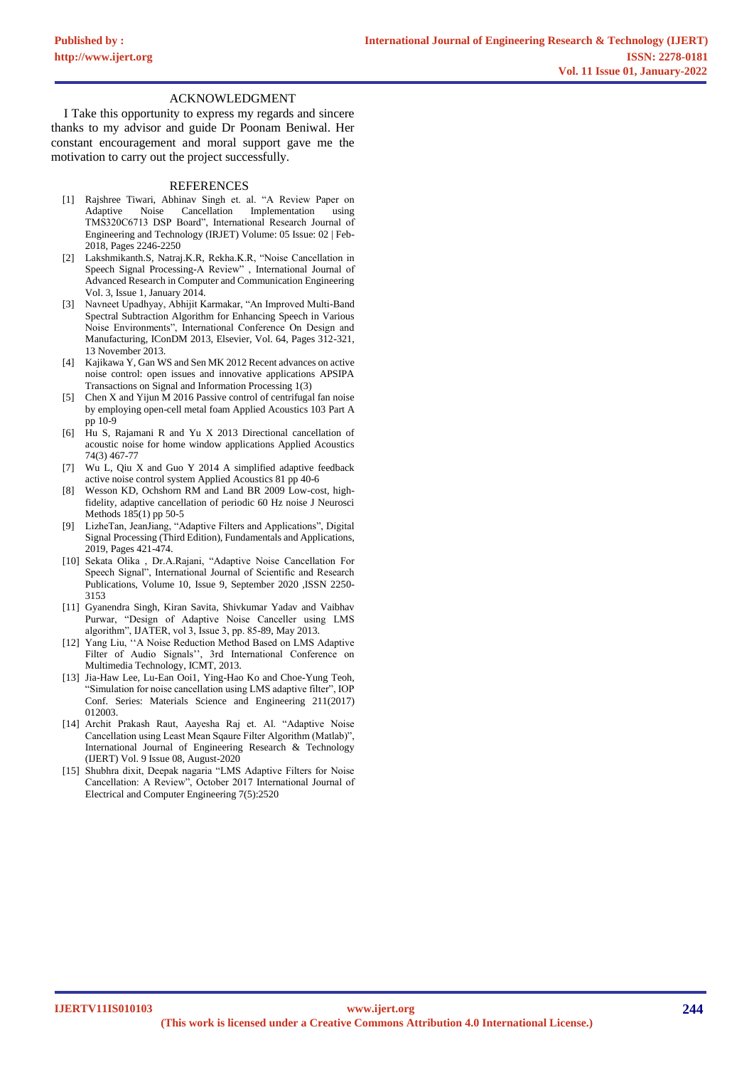## ACKNOWLEDGMENT

I Take this opportunity to express my regards and sincere thanks to my advisor and guide Dr Poonam Beniwal. Her constant encouragement and moral support gave me the motivation to carry out the project successfully.

## REFERENCES

[1] Rajshree Tiwari, Abhinav Singh et. al. "A Review Paper on Adaptive Noise Cancellation Implementation using TMS320C6713 DSP Board", International Research Journal of Engineering and Technology (IRJET) Volume: 05 Issue: 02 | Feb-2018, Pages 2246-2250

[2] Lakshmikanth.S, Natraj.K.R, Rekha.K.R, "Noise Cancellation in Speech Signal Processing-A Review" , International Journal of Advanced Research in Computer and Communication Engineering Vol. 3, Issue 1, January 2014.

[3] Navneet Upadhyay, Abhijit Karmakar, "An Improved Multi-Band Spectral Subtraction Algorithm for Enhancing Speech in Various Noise Environments", International Conference On Design and Manufacturing, IConDM 2013, Elsevier, Vol. 64, Pages 312-321, 13 November 2013.

[4] Kajikawa Y, Gan WS and Sen MK 2012 Recent advances on active noise control: open issues and innovative applications APSIPA Transactions on Signal and Information Processing 1(3)

[5] Chen X and Yijun M 2016 Passive control of centrifugal fan noise by employing open-cell metal foam Applied Acoustics 103 Part A pp 10-9

[6] Hu S, Rajamani R and Yu X 2013 Directional cancellation of acoustic noise for home window applications Applied Acoustics 74(3) 467-77

[7] Wu L, Qiu X and Guo Y 2014 A simplified adaptive feedback active noise control system Applied Acoustics 81 pp 40-6

[8] Wesson KD, Ochshorn RM and Land BR 2009 Low-cost, high-fidelity, adaptive cancellation of periodic 60 Hz noise J Neurosci Methods 185(1) pp 50-5

[9] LizheTan, JeanJiang, "Adaptive Filters and Applications", Digital Signal Processing (Third Edition), Fundamentals and Applications, 2019, Pages 421-474.

[10] Sekata Olika , Dr.A.Rajani, "Adaptive Noise Cancellation For Speech Signal", International Journal of Scientific and Research Publications, Volume 10, Issue 9, September 2020 ,ISSN 2250-3153

[11] Gyanendra Singh, Kiran Savita, Shivkumar Yadav and Vaibhav Purwar, "Design of Adaptive Noise Canceller using LMS algorithm", IJATER, vol 3, Issue 3, pp. 85-89, May 2013.

[12] Yang Liu, ''A Noise Reduction Method Based on LMS Adaptive Filter of Audio Signals'', 3rd International Conference on Multimedia Technology, ICMT, 2013.

[13] Jia-Haw Lee, Lu-Ean Ooi1, Ying-Hao Ko and Choe-Yung Teoh, "Simulation for noise cancellation using LMS adaptive filter", IOP Conf. Series: Materials Science and Engineering 211(2017) 012003.

[14] Archit Prakash Raut, Aayesha Raj et. Al. "Adaptive Noise Cancellation using Least Mean Sqaure Filter Algorithm (Matlab)", International Journal of Engineering Research & Technology (IJERT) Vol. 9 Issue 08, August-2020

[15] Shubhra dixit, Deepak nagaria "LMS Adaptive Filters for Noise Cancellation: A Review", October 2017 International Journal of Electrical and Computer Engineering 7(5):2520